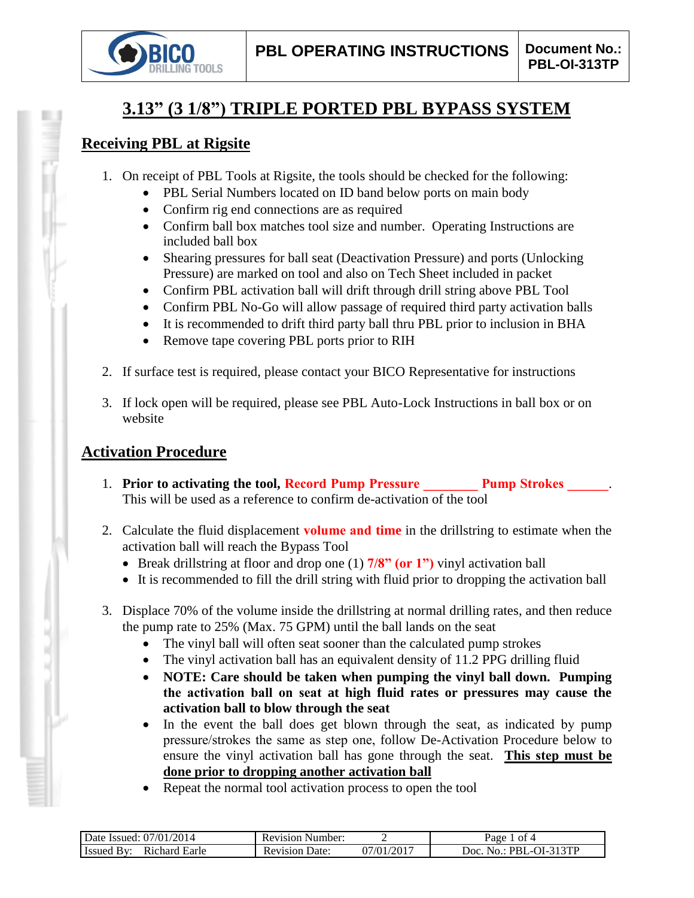# 3.13" (3 1/8") TRIPLE PORTED PBL BYPASS SYSTEM

## Receiving PBL at Rigsite

1. On receipt of PBL Tools at Rigsite, the tools should be checked for the following:
   - PBL Serial Numbers located on ID band below ports on main body
   - Confirm rig end connections are as required
   - Confirm ball box matches tool size and number. Operating Instructions are included ball box
   - Shearing pressures for ball seat (Deactivation Pressure) and ports (Unlocking Pressure) are marked on tool and also on Tech Sheet included in packet
   - Confirm PBL activation ball will drift through drill string above PBL Tool
   - Confirm PBL No-Go will allow passage of required third party activation balls
   - It is recommended to drift third party ball thru PBL prior to inclusion in BHA
   - Remove tape covering PBL ports prior to RIH

2. If surface test is required, please contact your BICO Representative for instructions

3. If lock open will be required, please see PBL Auto-Lock Instructions in ball box or on website

## Activation Procedure

1. **Prior to activating the tool, Record Pump Pressure ________ Pump Strokes ______.** This will be used as a reference to confirm de-activation of the tool

2. Calculate the fluid displacement **volume and time** in the drillstring to estimate when the activation ball will reach the Bypass Tool
   - Break drillstring at floor and drop one (1) **7/8" (or 1")** vinyl activation ball
   - It is recommended to fill the drill string with fluid prior to dropping the activation ball

3. Displace 70% of the volume inside the drillstring at normal drilling rates, and then reduce the pump rate to 25% (Max. 75 GPM) until the ball lands on the seat
   - The vinyl ball will often seat sooner than the calculated pump strokes
   - The vinyl activation ball has an equivalent density of 11.2 PPG drilling fluid
   - **NOTE: Care should be taken when pumping the vinyl ball down. Pumping the activation ball on seat at high fluid rates or pressures may cause the activation ball to blow through the seat**
   - In the event the ball does get blown through the seat, as indicated by pump pressure/strokes the same as step one, follow De-Activation Procedure below to ensure the vinyl activation ball has gone through the seat. **This step must be done prior to dropping another activation ball**
   - Repeat the normal tool activation process to open the tool

| | | | |
|---|---|---|---|
| Date Issued: 07/01/2014 | Revision Number: | 2 | |
| Issued By: Richard Earle | Revision Date: | 07/01/2017 | Doc. No.: PBL-OI-313TP |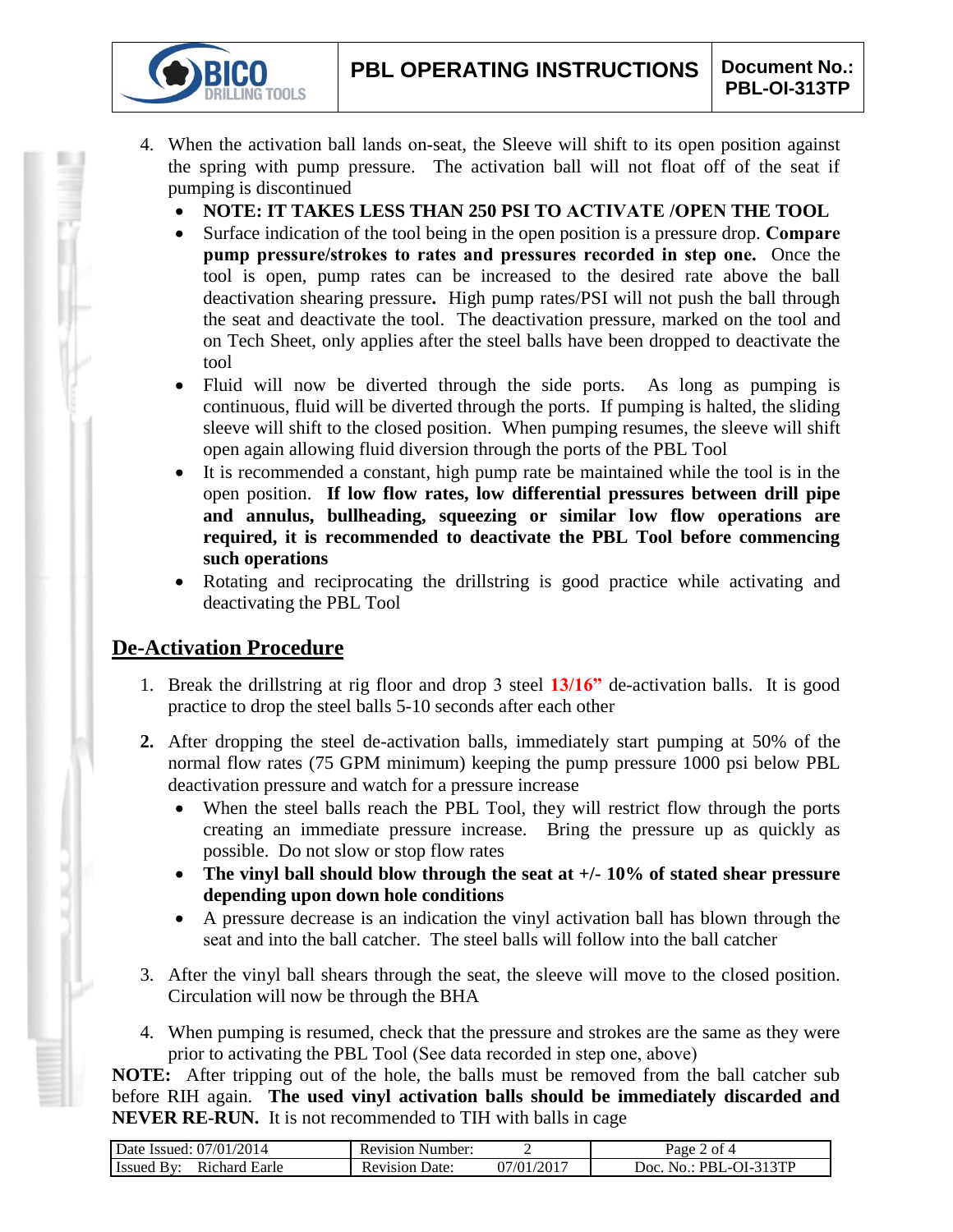4. When the activation ball lands on-seat, the Sleeve will shift to its open position against the spring with pump pressure. The activation ball will not float off of the seat if pumping is discontinued
   - **NOTE: IT TAKES LESS THAN 250 PSI TO ACTIVATE /OPEN THE TOOL**
   - Surface indication of the tool being in the open position is a pressure drop. **Compare pump pressure/strokes to rates and pressures recorded in step one.** Once the tool is open, pump rates can be increased to the desired rate above the ball deactivation shearing pressure**.** High pump rates/PSI will not push the ball through the seat and deactivate the tool. The deactivation pressure, marked on the tool and on Tech Sheet, only applies after the steel balls have been dropped to deactivate the tool
   - Fluid will now be diverted through the side ports. As long as pumping is continuous, fluid will be diverted through the ports. If pumping is halted, the sliding sleeve will shift to the closed position. When pumping resumes, the sleeve will shift open again allowing fluid diversion through the ports of the PBL Tool
   - It is recommended a constant, high pump rate be maintained while the tool is in the open position. **If low flow rates, low differential pressures between drill pipe and annulus, bullheading, squeezing or similar low flow operations are required, it is recommended to deactivate the PBL Tool before commencing such operations**
   - Rotating and reciprocating the drillstring is good practice while activating and deactivating the PBL Tool

## De-Activation Procedure

1. Break the drillstring at rig floor and drop 3 steel **13/16"** de-activation balls. It is good practice to drop the steel balls 5-10 seconds after each other

2. After dropping the steel de-activation balls, immediately start pumping at 50% of the normal flow rates (75 GPM minimum) keeping the pump pressure 1000 psi below PBL deactivation pressure and watch for a pressure increase
   - When the steel balls reach the PBL Tool, they will restrict flow through the ports creating an immediate pressure increase. Bring the pressure up as quickly as possible. Do not slow or stop flow rates
   - **The vinyl ball should blow through the seat at +/- 10% of stated shear pressure depending upon down hole conditions**
   - A pressure decrease is an indication the vinyl activation ball has blown through the seat and into the ball catcher. The steel balls will follow into the ball catcher

3. After the vinyl ball shears through the seat, the sleeve will move to the closed position. Circulation will now be through the BHA

4. When pumping is resumed, check that the pressure and strokes are the same as they were prior to activating the PBL Tool (See data recorded in step one, above)

**NOTE:** After tripping out of the hole, the balls must be removed from the ball catcher sub before RIH again. **The used vinyl activation balls should be immediately discarded and NEVER RE-RUN.** It is not recommended to TIH with balls in cage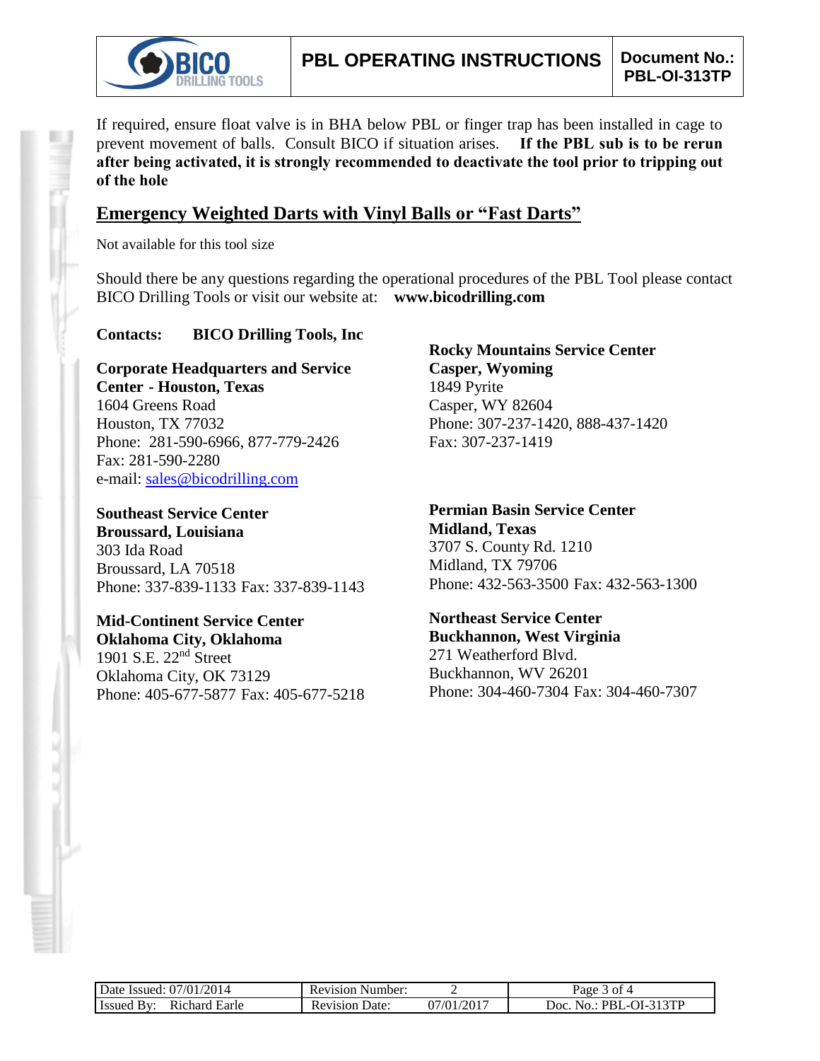If required, ensure float valve is in BHA below PBL or finger trap has been installed in cage to prevent movement of balls. Consult BICO if situation arises. **If the PBL sub is to be rerun after being activated, it is strongly recommended to deactivate the tool prior to tripping out of the hole**

## Emergency Weighted Darts with Vinyl Balls or "Fast Darts"

Not available for this tool size

Should there be any questions regarding the operational procedures of the PBL Tool please contact BICO Drilling Tools or visit our website at: **www.bicodrilling.com**

**Contacts: BICO Drilling Tools, Inc**

**Corporate Headquarters and Service Center - Houston, Texas**
1604 Greens Road
Houston, TX 77032
Phone: 281-590-6966, 877-779-2426
Fax: 281-590-2280
e-mail: sales@bicodrilling.com

**Rocky Mountains Service Center**
**Casper, Wyoming**
1849 Pyrite
Casper, WY 82604
Phone: 307-237-1420, 888-437-1420
Fax: 307-237-1419

**Southeast Service Center**
**Broussard, Louisiana**
303 Ida Road
Broussard, LA 70518
Phone: 337-839-1133 Fax: 337-839-1143

**Permian Basin Service Center**
**Midland, Texas**
3707 S. County Rd. 1210
Midland, TX 79706
Phone: 432-563-3500 Fax: 432-563-1300

**Mid-Continent Service Center**
**Oklahoma City, Oklahoma**
1901 S.E. 22nd Street
Oklahoma City, OK 73129
Phone: 405-677-5877 Fax: 405-677-5218

**Northeast Service Center**
**Buckhannon, West Virginia**
271 Weatherford Blvd.
Buckhannon, WV 26201
Phone: 304-460-7304 Fax: 304-460-7307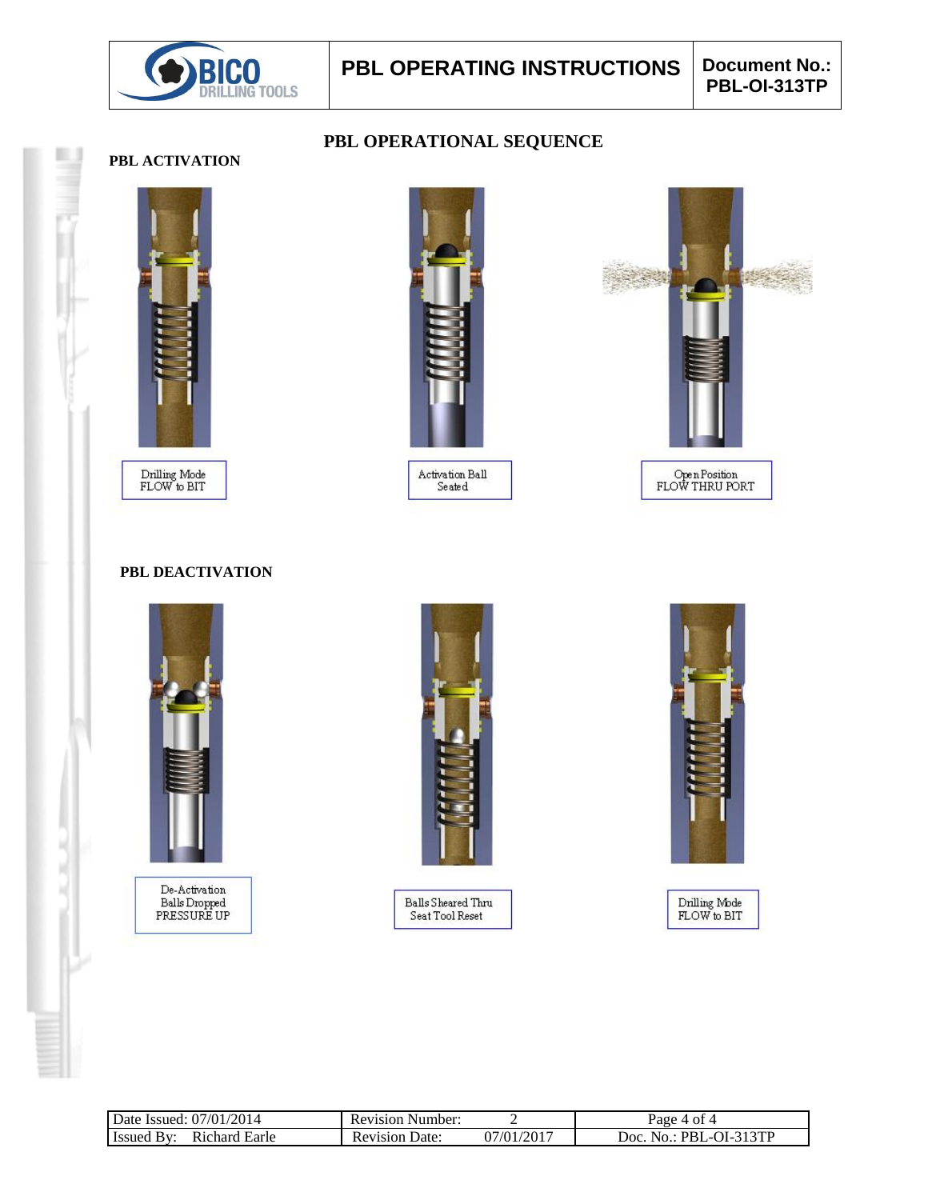# PBL OPERATIONAL SEQUENCE

## PBL ACTIVATION

Drilling Mode
FLOW to BIT

Activation Ball
Seated

Open Position
FLOW THRU PORT

## PBL DEACTIVATION

De-Activation
Balls Dropped
PRESSURE UP

Balls Sheared Thru
Seat Tool Reset

Drilling Mode
FLOW to BIT